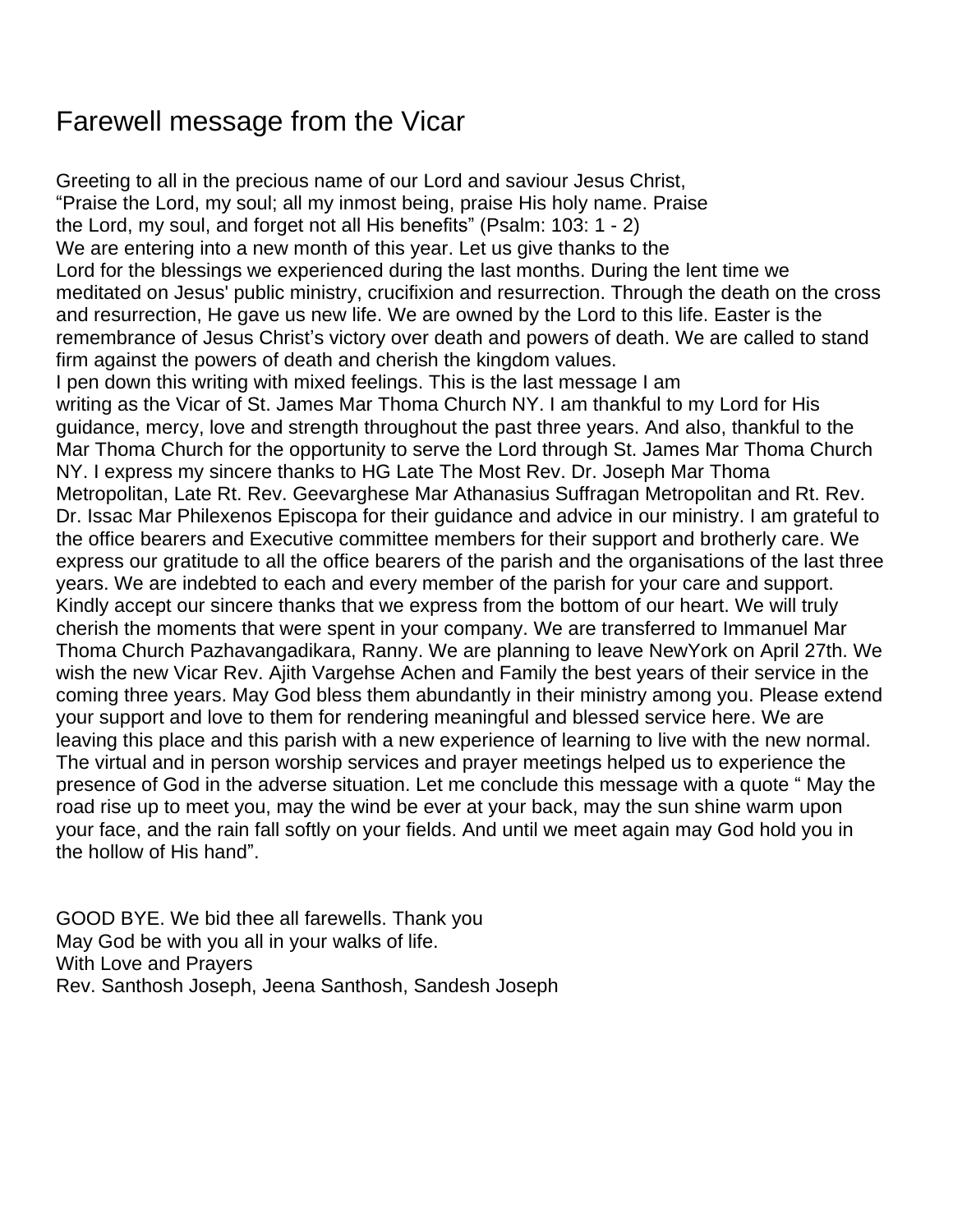# Farewell message from the Vicar

Greeting to all in the precious name of our Lord and saviour Jesus Christ,
“Praise the Lord, my soul; all my inmost being, praise His holy name. Praise the Lord, my soul, and forget not all His benefits” (Psalm: 103: 1 - 2)
We are entering into a new month of this year. Let us give thanks to the Lord for the blessings we experienced during the last months. During the lent time we meditated on Jesus' public ministry, crucifixion and resurrection. Through the death on the cross and resurrection, He gave us new life. We are owned by the Lord to this life. Easter is the remembrance of Jesus Christ’s victory over death and powers of death. We are called to stand firm against the powers of death and cherish the kingdom values.
I pen down this writing with mixed feelings. This is the last message I am writing as the Vicar of St. James Mar Thoma Church NY. I am thankful to my Lord for His guidance, mercy, love and strength throughout the past three years. And also, thankful to the Mar Thoma Church for the opportunity to serve the Lord through St. James Mar Thoma Church NY. I express my sincere thanks to HG Late The Most Rev. Dr. Joseph Mar Thoma Metropolitan, Late Rt. Rev. Geevarghese Mar Athanasius Suffragan Metropolitan and Rt. Rev. Dr. Issac Mar Philexenos Episcopa for their guidance and advice in our ministry. I am grateful to the office bearers and Executive committee members for their support and brotherly care. We express our gratitude to all the office bearers of the parish and the organisations of the last three years. We are indebted to each and every member of the parish for your care and support. Kindly accept our sincere thanks that we express from the bottom of our heart. We will truly cherish the moments that were spent in your company. We are transferred to Immanuel Mar Thoma Church Pazhavangadikara, Ranny. We are planning to leave NewYork on April 27th. We wish the new Vicar Rev. Ajith Vargehse Achen and Family the best years of their service in the coming three years. May God bless them abundantly in their ministry among you. Please extend your support and love to them for rendering meaningful and blessed service here. We are leaving this place and this parish with a new experience of learning to live with the new normal. The virtual and in person worship services and prayer meetings helped us to experience the presence of God in the adverse situation. Let me conclude this message with a quote “ May the road rise up to meet you, may the wind be ever at your back, may the sun shine warm upon your face, and the rain fall softly on your fields. And until we meet again may God hold you in the hollow of His hand”.

GOOD BYE. We bid thee all farewells. Thank you
May God be with you all in your walks of life.
With Love and Prayers
Rev. Santhosh Joseph, Jeena Santhosh, Sandesh Joseph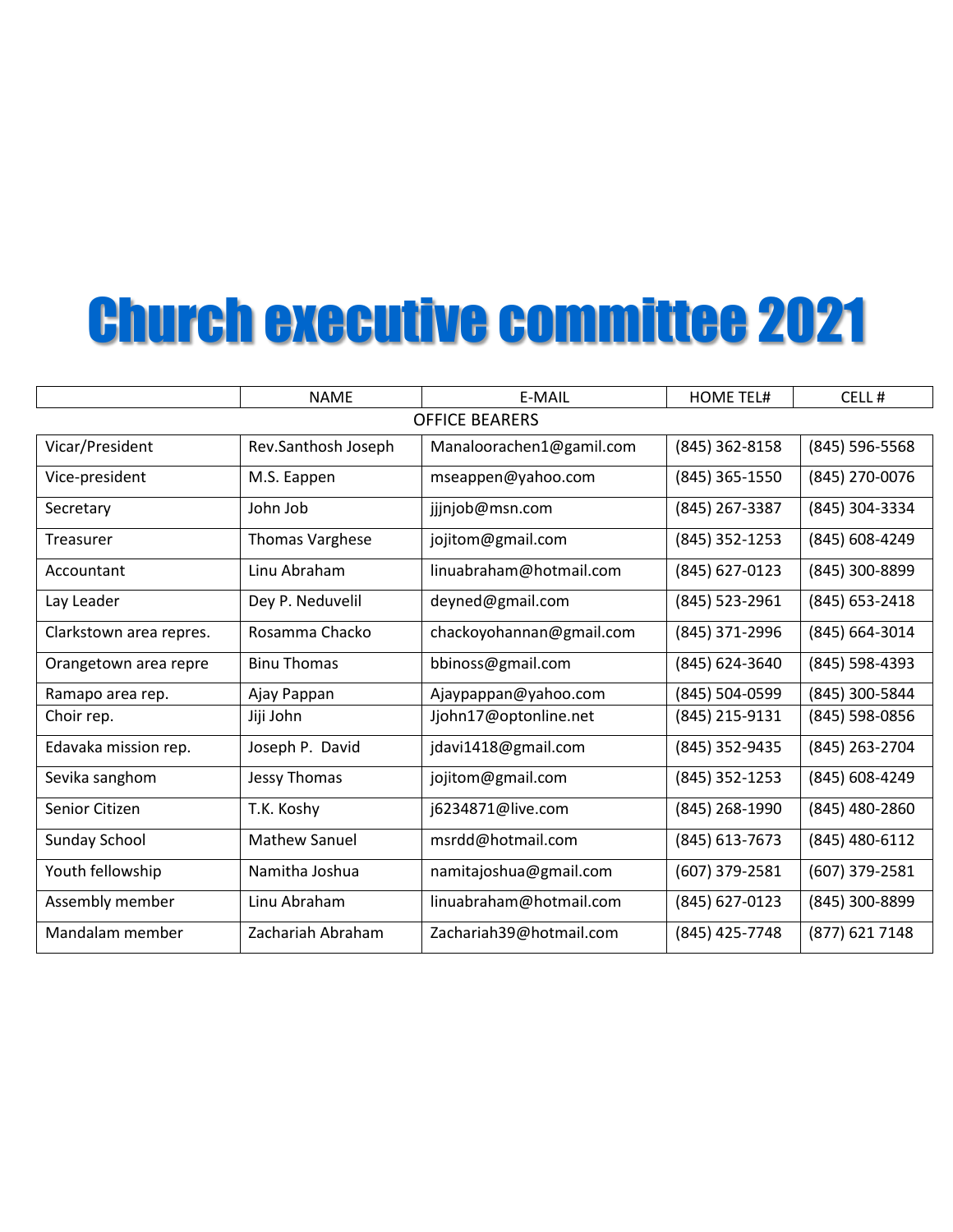# Church executive committee 2021

| | NAME | E-MAIL | HOME TEL# | CELL # |
|---|---|---|---|---|
| OFFICE BEARERS | | | | |
| Vicar/President | Rev.Santhosh Joseph | Manaloorachen1@gamil.com | (845) 362-8158 | (845) 596-5568 |
| Vice-president | M.S. Eappen | mseappen@yahoo.com | (845) 365-1550 | (845) 270-0076 |
| Secretary | John Job | jjjnjob@msn.com | (845) 267-3387 | (845) 304-3334 |
| Treasurer | Thomas Varghese | jojitom@gmail.com | (845) 352-1253 | (845) 608-4249 |
| Accountant | Linu Abraham | linuabraham@hotmail.com | (845) 627-0123 | (845) 300-8899 |
| Lay Leader | Dey P. Neduvelil | deyned@gmail.com | (845) 523-2961 | (845) 653-2418 |
| Clarkstown area repres. | Rosamma Chacko | chackoyohannan@gmail.com | (845) 371-2996 | (845) 664-3014 |
| Orangetown area repre | Binu Thomas | bbinoss@gmail.com | (845) 624-3640 | (845) 598-4393 |
| Ramapo area rep. | Ajay Pappan | Ajaypappan@yahoo.com | (845) 504-0599 | (845) 300-5844 |
| Choir rep. | Jiji John | Jjohn17@optonline.net | (845) 215-9131 | (845) 598-0856 |
| Edavaka mission rep. | Joseph P. David | jdavi1418@gmail.com | (845) 352-9435 | (845) 263-2704 |
| Sevika sanghom | Jessy Thomas | jojitom@gmail.com | (845) 352-1253 | (845) 608-4249 |
| Senior Citizen | T.K. Koshy | j6234871@live.com | (845) 268-1990 | (845) 480-2860 |
| Sunday School | Mathew Sanuel | msrdd@hotmail.com | (845) 613-7673 | (845) 480-6112 |
| Youth fellowship | Namitha Joshua | namitajoshua@gmail.com | (607) 379-2581 | (607) 379-2581 |
| Assembly member | Linu Abraham | linuabraham@hotmail.com | (845) 627-0123 | (845) 300-8899 |
| Mandalam member | Zachariah Abraham | Zachariah39@hotmail.com | (845) 425-7748 | (877) 621 7148 |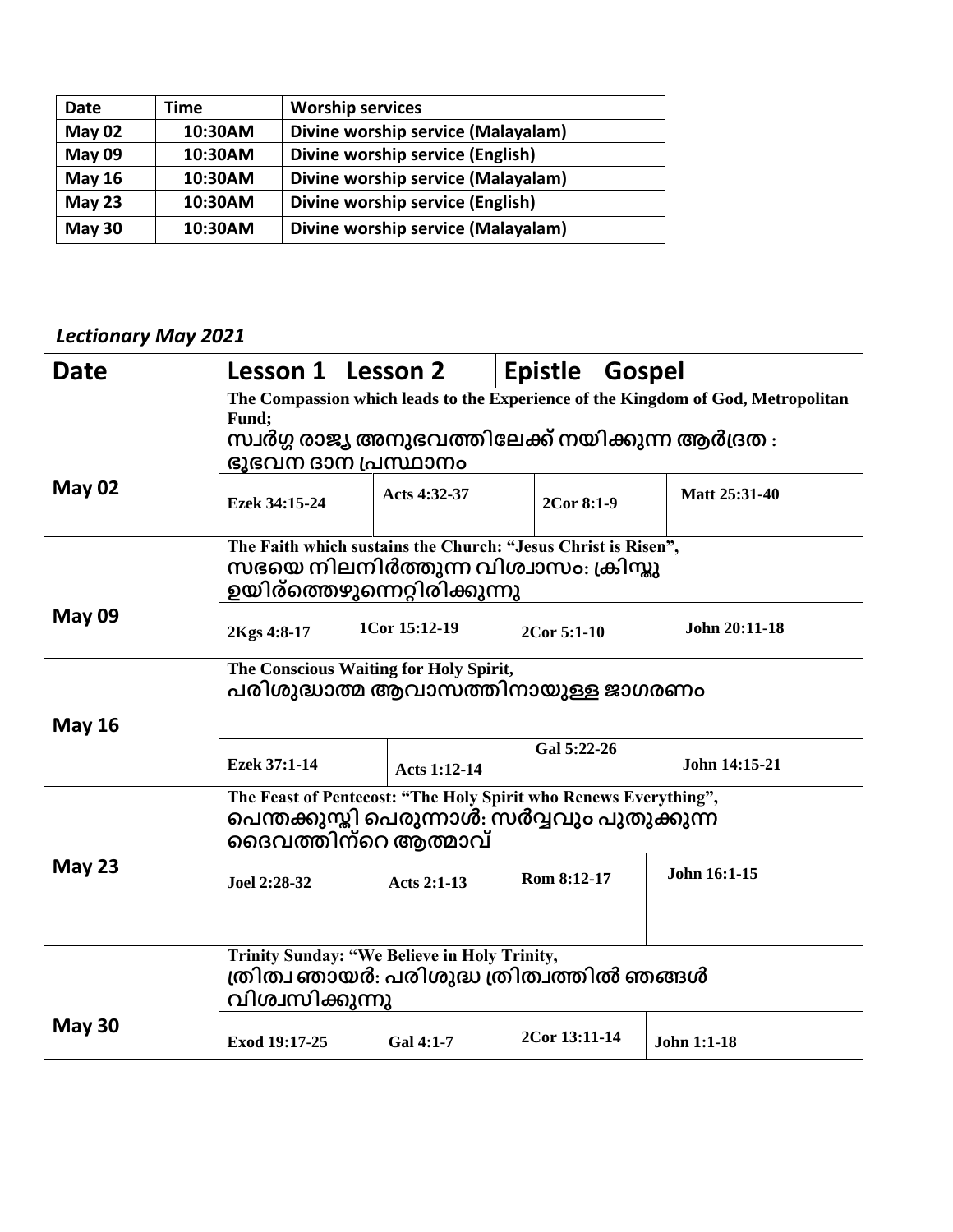| Date | Time | Worship services |
|---|---|---|
| May 02 | 10:30AM | Divine worship service (Malayalam) |
| May 09 | 10:30AM | Divine worship service (English) |
| May 16 | 10:30AM | Divine worship service (Malayalam) |
| May 23 | 10:30AM | Divine worship service (English) |
| May 30 | 10:30AM | Divine worship service (Malayalam) |

*Lectionary May 2021*

| Date | Lesson 1 | Lesson 2 | Epistle | Gospel |
|---|---|---|---|---|
| May 02 | The Compassion which leads to the Experience of the Kingdom of God, Metropolitan Fund; സ്വർഗ്ഗ രാജ്യ അനുഭവത്തിലേക്ക് നയിക്കുന്ന ആർദ്രത : ഭൂഭവന ദാന പ്രസ്ഥാനം | | | |
| | Ezek 34:15-24 | Acts 4:32-37 | 2Cor 8:1-9 | Matt 25:31-40 |
| May 09 | The Faith which sustains the Church: "Jesus Christ is Risen", സഭയെ നിലനിർത്തുന്ന വിശ്വാസം: ക്രിസ്തു ഉയിര്ത്തെഴുന്നെറ്റിരിക്കുന്നു | | | |
| | 2Kgs 4:8-17 | 1Cor 15:12-19 | 2Cor 5:1-10 | John 20:11-18 |
| May 16 | The Conscious Waiting for Holy Spirit, പരിശുദ്ധാത്മ ആവാസത്തിനായുള്ള ജാഗരണം | | | |
| | Ezek 37:1-14 | Acts 1:12-14 | Gal 5:22-26 | John 14:15-21 |
| May 23 | The Feast of Pentecost: "The Holy Spirit who Renews Everything", പെന്തക്കുസ്തി പെരുന്നാൾ: സർവ്വവും പുതുക്കുന്ന ദൈവത്തിന്റെ ആത്മാവ് | | | |
| | Joel 2:28-32 | Acts 2:1-13 | Rom 8:12-17 | John 16:1-15 |
| May 30 | Trinity Sunday: "We Believe in Holy Trinity, ത്രിത്വ ഞായർ: പരിശുദ്ധ ത്രിത്വത്തിൽ ഞങ്ങൾ വിശ്വസിക്കുന്നു | | | |
| | Exod 19:17-25 | Gal 4:1-7 | 2Cor 13:11-14 | John 1:1-18 |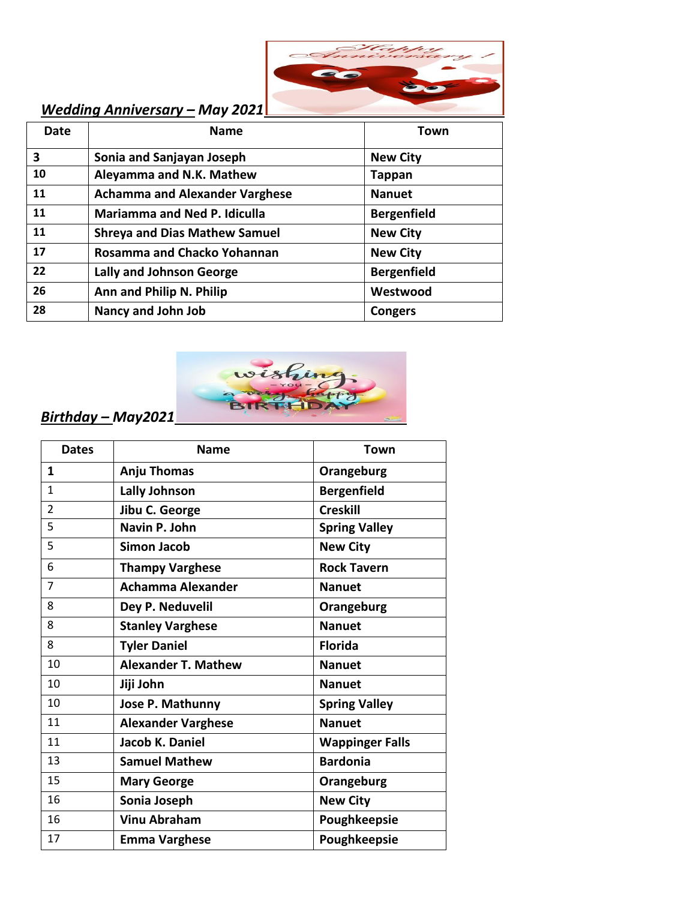***Wedding Anniversary – May 2021***

| Date | Name | Town |
|---|---|---|
| **3** | **Sonia and Sanjayan Joseph** | **New City** |
| **10** | **Aleyamma and N.K. Mathew** | **Tappan** |
| **11** | **Achamma and Alexander Varghese** | **Nanuet** |
| **11** | **Mariamma and Ned P. Idiculla** | **Bergenfield** |
| **11** | **Shreya and Dias Mathew Samuel** | **New City** |
| **17** | **Rosamma and Chacko Yohannan** | **New City** |
| **22** | **Lally and Johnson George** | **Bergenfield** |
| **26** | **Ann and Philip N. Philip** | **Westwood** |
| **28** | **Nancy and John Job** | **Congers** |

***Birthday – May2021***

| Dates | Name | Town |
|---|---|---|
| **1** | **Anju Thomas** | **Orangeburg** |
| 1 | **Lally Johnson** | **Bergenfield** |
| 2 | **Jibu C. George** | **Creskill** |
| 5 | **Navin P. John** | **Spring Valley** |
| 5 | **Simon Jacob** | **New City** |
| 6 | **Thampy Varghese** | **Rock Tavern** |
| 7 | **Achamma Alexander** | **Nanuet** |
| 8 | **Dey P. Neduvelil** | **Orangeburg** |
| 8 | **Stanley Varghese** | **Nanuet** |
| 8 | **Tyler Daniel** | **Florida** |
| 10 | **Alexander T. Mathew** | **Nanuet** |
| 10 | **Jiji John** | **Nanuet** |
| 10 | **Jose P. Mathunny** | **Spring Valley** |
| 11 | **Alexander Varghese** | **Nanuet** |
| 11 | **Jacob K. Daniel** | **Wappinger Falls** |
| 13 | **Samuel Mathew** | **Bardonia** |
| 15 | **Mary George** | **Orangeburg** |
| 16 | **Sonia Joseph** | **New City** |
| 16 | **Vinu Abraham** | **Poughkeepsie** |
| 17 | **Emma Varghese** | **Poughkeepsie** |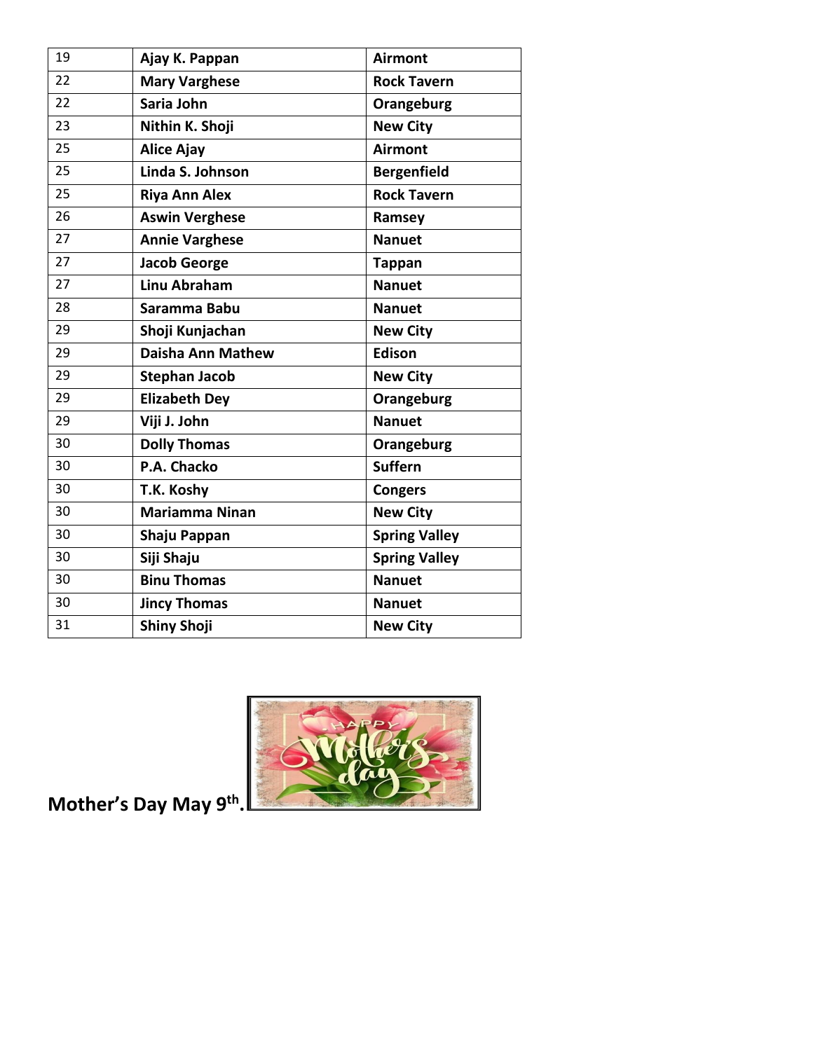| | | |
|---|---|---|
| 19 | **Ajay K. Pappan** | **Airmont** |
| 22 | **Mary Varghese** | **Rock Tavern** |
| 22 | **Saria John** | **Orangeburg** |
| 23 | **Nithin K. Shoji** | **New City** |
| 25 | **Alice Ajay** | **Airmont** |
| 25 | **Linda S. Johnson** | **Bergenfield** |
| 25 | **Riya Ann Alex** | **Rock Tavern** |
| 26 | **Aswin Verghese** | **Ramsey** |
| 27 | **Annie Varghese** | **Nanuet** |
| 27 | **Jacob George** | **Tappan** |
| 27 | **Linu Abraham** | **Nanuet** |
| 28 | **Saramma Babu** | **Nanuet** |
| 29 | **Shoji Kunjachan** | **New City** |
| 29 | **Daisha Ann Mathew** | **Edison** |
| 29 | **Stephan Jacob** | **New City** |
| 29 | **Elizabeth Dey** | **Orangeburg** |
| 29 | **Viji J. John** | **Nanuet** |
| 30 | **Dolly Thomas** | **Orangeburg** |
| 30 | **P.A. Chacko** | **Suffern** |
| 30 | **T.K. Koshy** | **Congers** |
| 30 | **Mariamma Ninan** | **New City** |
| 30 | **Shaju Pappan** | **Spring Valley** |
| 30 | **Siji Shaju** | **Spring Valley** |
| 30 | **Binu Thomas** | **Nanuet** |
| 30 | **Jincy Thomas** | **Nanuet** |
| 31 | **Shiny Shoji** | **New City** |

**Mother's Day May 9th.**